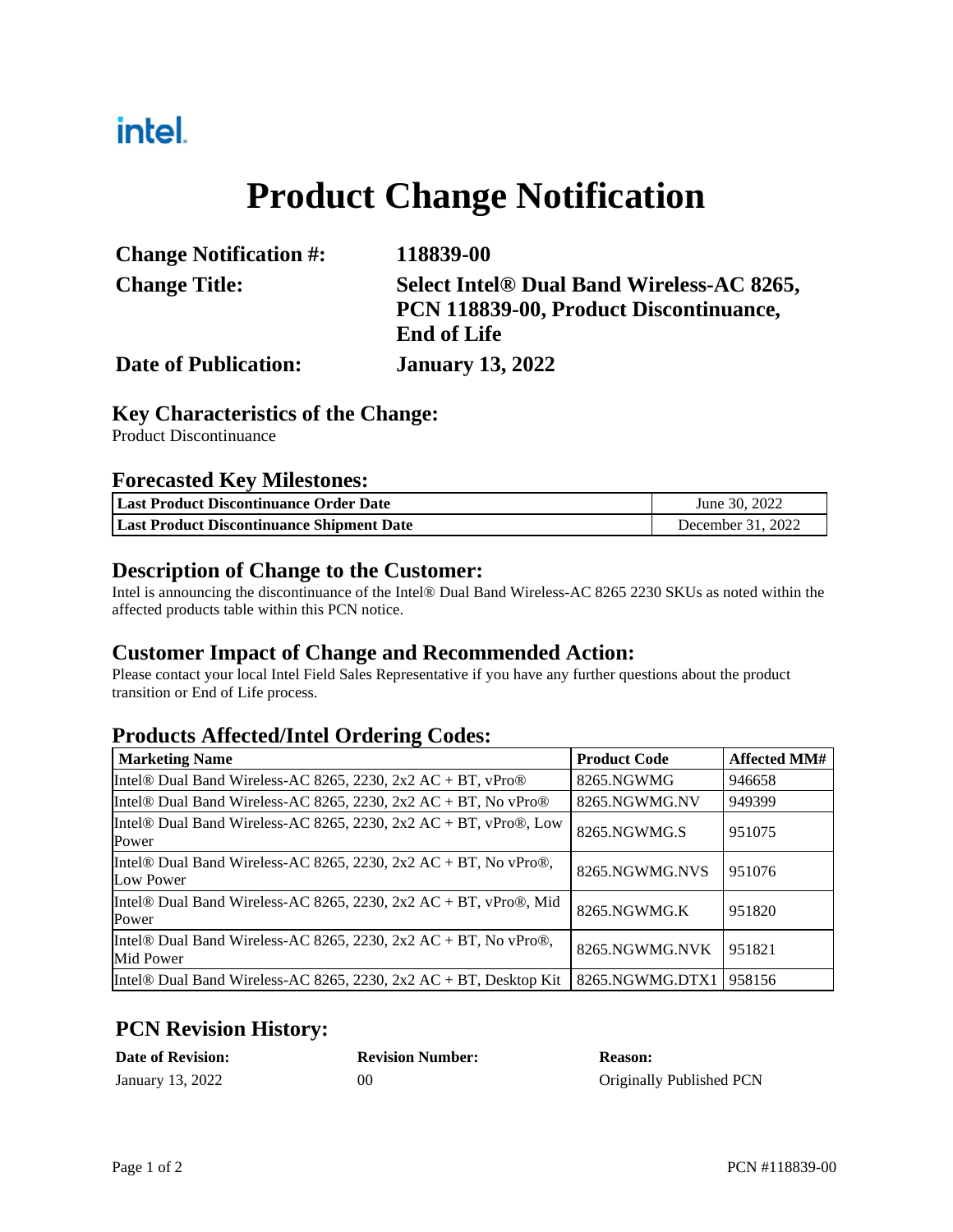intel.

# Product Change Notification

| | |
|---|---|
| **Change Notification #:** | **118839-00** |
| **Change Title:** | **Select Intel® Dual Band Wireless-AC 8265, PCN 118839-00, Product Discontinuance, End of Life** |
| **Date of Publication:** | **January 13, 2022** |

## Key Characteristics of the Change:

Product Discontinuance

## Forecasted Key Milestones:

| | |
|---|---|
| **Last Product Discontinuance Order Date** | June 30, 2022 |
| **Last Product Discontinuance Shipment Date** | December 31, 2022 |

## Description of Change to the Customer:

Intel is announcing the discontinuance of the Intel® Dual Band Wireless-AC 8265 2230 SKUs as noted within the affected products table within this PCN notice.

## Customer Impact of Change and Recommended Action:

Please contact your local Intel Field Sales Representative if you have any further questions about the product transition or End of Life process.

## Products Affected/Intel Ordering Codes:

| Marketing Name | Product Code | Affected MM# |
|---|---|---|
| Intel® Dual Band Wireless-AC 8265, 2230, 2x2 AC + BT, vPro® | 8265.NGWMG | 946658 |
| Intel® Dual Band Wireless-AC 8265, 2230, 2x2 AC + BT, No vPro® | 8265.NGWMG.NV | 949399 |
| Intel® Dual Band Wireless-AC 8265, 2230, 2x2 AC + BT, vPro®, Low Power | 8265.NGWMG.S | 951075 |
| Intel® Dual Band Wireless-AC 8265, 2230, 2x2 AC + BT, No vPro®, Low Power | 8265.NGWMG.NVS | 951076 |
| Intel® Dual Band Wireless-AC 8265, 2230, 2x2 AC + BT, vPro®, Mid Power | 8265.NGWMG.K | 951820 |
| Intel® Dual Band Wireless-AC 8265, 2230, 2x2 AC + BT, No vPro®, Mid Power | 8265.NGWMG.NVK | 951821 |
| Intel® Dual Band Wireless-AC 8265, 2230, 2x2 AC + BT, Desktop Kit | 8265.NGWMG.DTX1 | 958156 |

## PCN Revision History:

| Date of Revision: | Revision Number: | Reason: |
|---|---|---|
| January 13, 2022 | 00 | Originally Published PCN |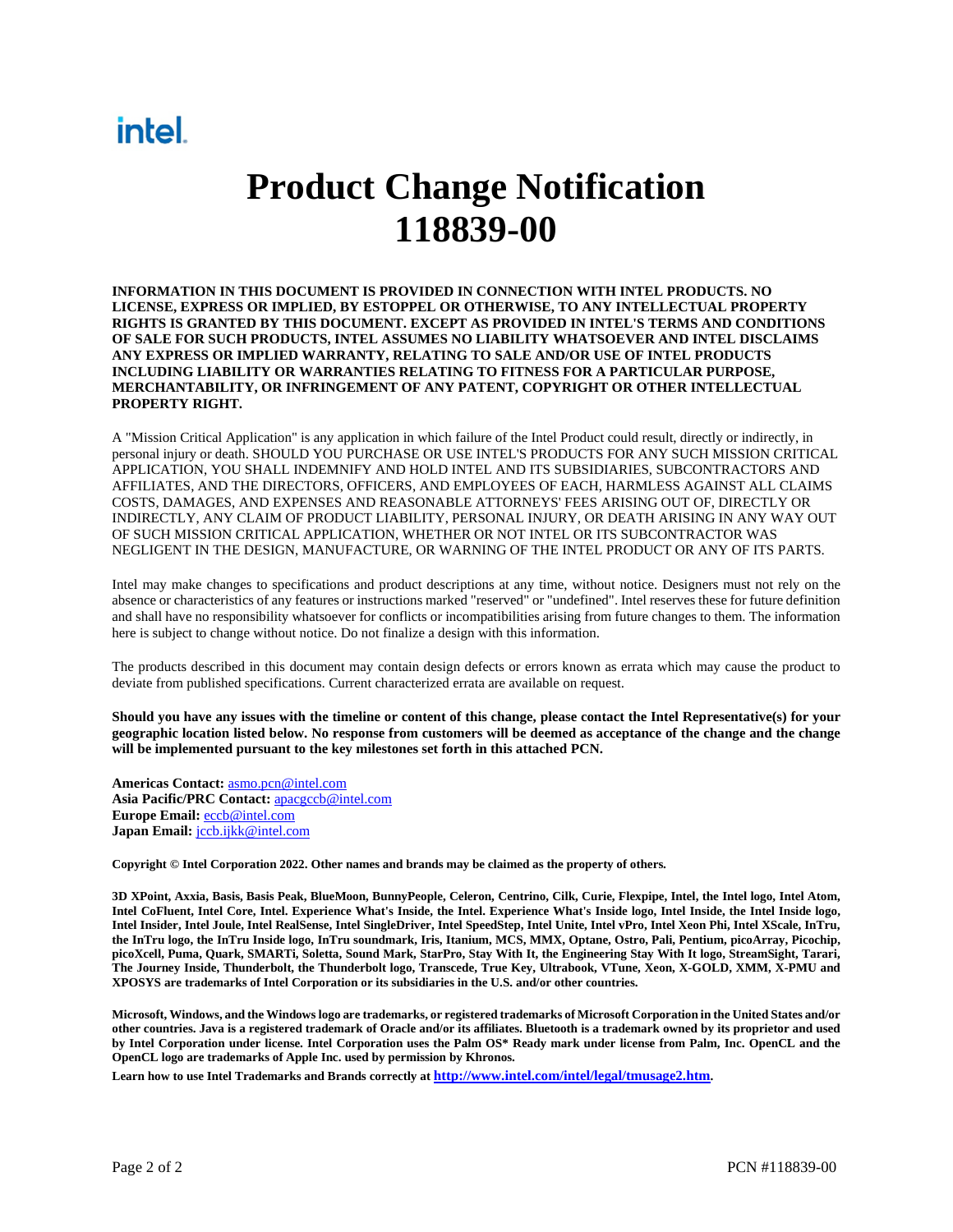intel.

# Product Change Notification 118839-00

**INFORMATION IN THIS DOCUMENT IS PROVIDED IN CONNECTION WITH INTEL PRODUCTS. NO LICENSE, EXPRESS OR IMPLIED, BY ESTOPPEL OR OTHERWISE, TO ANY INTELLECTUAL PROPERTY RIGHTS IS GRANTED BY THIS DOCUMENT. EXCEPT AS PROVIDED IN INTEL'S TERMS AND CONDITIONS OF SALE FOR SUCH PRODUCTS, INTEL ASSUMES NO LIABILITY WHATSOEVER AND INTEL DISCLAIMS ANY EXPRESS OR IMPLIED WARRANTY, RELATING TO SALE AND/OR USE OF INTEL PRODUCTS INCLUDING LIABILITY OR WARRANTIES RELATING TO FITNESS FOR A PARTICULAR PURPOSE, MERCHANTABILITY, OR INFRINGEMENT OF ANY PATENT, COPYRIGHT OR OTHER INTELLECTUAL PROPERTY RIGHT.**

A "Mission Critical Application" is any application in which failure of the Intel Product could result, directly or indirectly, in personal injury or death. SHOULD YOU PURCHASE OR USE INTEL'S PRODUCTS FOR ANY SUCH MISSION CRITICAL APPLICATION, YOU SHALL INDEMNIFY AND HOLD INTEL AND ITS SUBSIDIARIES, SUBCONTRACTORS AND AFFILIATES, AND THE DIRECTORS, OFFICERS, AND EMPLOYEES OF EACH, HARMLESS AGAINST ALL CLAIMS COSTS, DAMAGES, AND EXPENSES AND REASONABLE ATTORNEYS' FEES ARISING OUT OF, DIRECTLY OR INDIRECTLY, ANY CLAIM OF PRODUCT LIABILITY, PERSONAL INJURY, OR DEATH ARISING IN ANY WAY OUT OF SUCH MISSION CRITICAL APPLICATION, WHETHER OR NOT INTEL OR ITS SUBCONTRACTOR WAS NEGLIGENT IN THE DESIGN, MANUFACTURE, OR WARNING OF THE INTEL PRODUCT OR ANY OF ITS PARTS.

Intel may make changes to specifications and product descriptions at any time, without notice. Designers must not rely on the absence or characteristics of any features or instructions marked "reserved" or "undefined". Intel reserves these for future definition and shall have no responsibility whatsoever for conflicts or incompatibilities arising from future changes to them. The information here is subject to change without notice. Do not finalize a design with this information.

The products described in this document may contain design defects or errors known as errata which may cause the product to deviate from published specifications. Current characterized errata are available on request.

**Should you have any issues with the timeline or content of this change, please contact the Intel Representative(s) for your geographic location listed below. No response from customers will be deemed as acceptance of the change and the change will be implemented pursuant to the key milestones set forth in this attached PCN.**

**Americas Contact:** asmo.pcn@intel.com
**Asia Pacific/PRC Contact:** apacgccb@intel.com
**Europe Email:** eccb@intel.com
**Japan Email:** jccb.ijkk@intel.com

**Copyright © Intel Corporation 2022. Other names and brands may be claimed as the property of others.**

**3D XPoint, Axxia, Basis, Basis Peak, BlueMoon, BunnyPeople, Celeron, Centrino, Cilk, Curie, Flexpipe, Intel, the Intel logo, Intel Atom, Intel CoFluent, Intel Core, Intel. Experience What's Inside, the Intel. Experience What's Inside logo, Intel Inside, the Intel Inside logo, Intel Insider, Intel Joule, Intel RealSense, Intel SingleDriver, Intel SpeedStep, Intel Unite, Intel vPro, Intel Xeon Phi, Intel XScale, InTru, the InTru logo, the InTru Inside logo, InTru soundmark, Iris, Itanium, MCS, MMX, Optane, Ostro, Pali, Pentium, picoArray, Picochip, picoXcell, Puma, Quark, SMARTi, Soletta, Sound Mark, StarPro, Stay With It, the Engineering Stay With It logo, StreamSight, Tarari, The Journey Inside, Thunderbolt, the Thunderbolt logo, Transcede, True Key, Ultrabook, VTune, Xeon, X-GOLD, XMM, X-PMU and XPOSYS are trademarks of Intel Corporation or its subsidiaries in the U.S. and/or other countries.**

**Microsoft, Windows, and the Windows logo are trademarks, or registered trademarks of Microsoft Corporation in the United States and/or other countries. Java is a registered trademark of Oracle and/or its affiliates. Bluetooth is a trademark owned by its proprietor and used by Intel Corporation under license. Intel Corporation uses the Palm OS* Ready mark under license from Palm, Inc. OpenCL and the OpenCL logo are trademarks of Apple Inc. used by permission by Khronos.**

**Learn how to use Intel Trademarks and Brands correctly at http://www.intel.com/intel/legal/tmusage2.htm.**